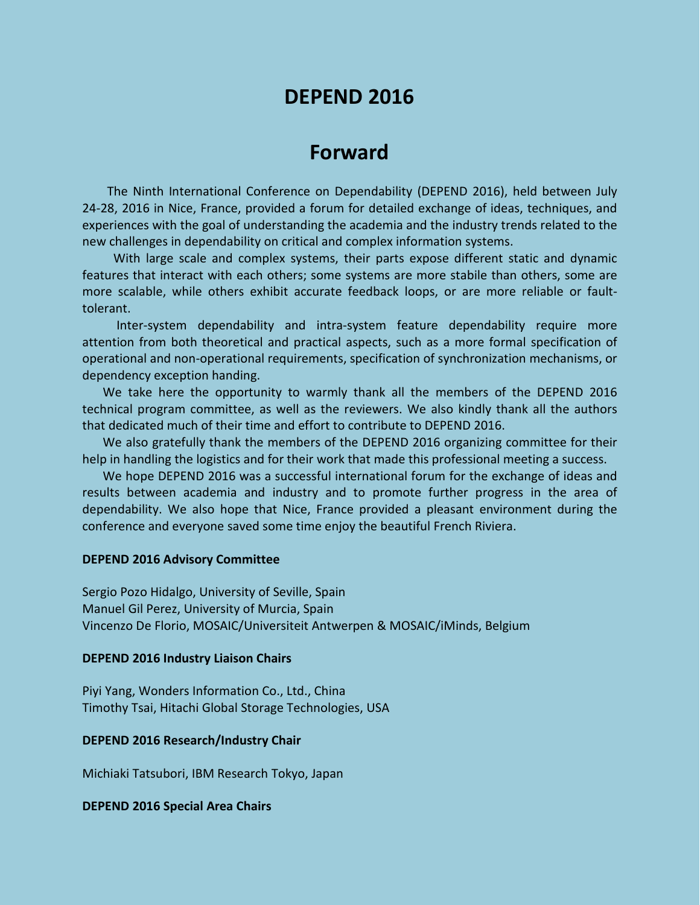# DEPEND 2016

## Forward

The Ninth International Conference on Dependability (DEPEND 2016), held between July 24-28, 2016 in Nice, France, provided a forum for detailed exchange of ideas, techniques, and experiences with the goal of understanding the academia and the industry trends related to the new challenges in dependability on critical and complex information systems.

With large scale and complex systems, their parts expose different static and dynamic features that interact with each others; some systems are more stabile than others, some are more scalable, while others exhibit accurate feedback loops, or are more reliable or fault-tolerant.

Inter-system dependability and intra-system feature dependability require more attention from both theoretical and practical aspects, such as a more formal specification of operational and non-operational requirements, specification of synchronization mechanisms, or dependency exception handing.

We take here the opportunity to warmly thank all the members of the DEPEND 2016 technical program committee, as well as the reviewers. We also kindly thank all the authors that dedicated much of their time and effort to contribute to DEPEND 2016.

We also gratefully thank the members of the DEPEND 2016 organizing committee for their help in handling the logistics and for their work that made this professional meeting a success.

We hope DEPEND 2016 was a successful international forum for the exchange of ideas and results between academia and industry and to promote further progress in the area of dependability. We also hope that Nice, France provided a pleasant environment during the conference and everyone saved some time enjoy the beautiful French Riviera.

**DEPEND 2016 Advisory Committee**

Sergio Pozo Hidalgo, University of Seville, Spain
Manuel Gil Perez, University of Murcia, Spain
Vincenzo De Florio, MOSAIC/Universiteit Antwerpen & MOSAIC/iMinds, Belgium

**DEPEND 2016 Industry Liaison Chairs**

Piyi Yang, Wonders Information Co., Ltd., China
Timothy Tsai, Hitachi Global Storage Technologies, USA

**DEPEND 2016 Research/Industry Chair**

Michiaki Tatsubori, IBM Research Tokyo, Japan

**DEPEND 2016 Special Area Chairs**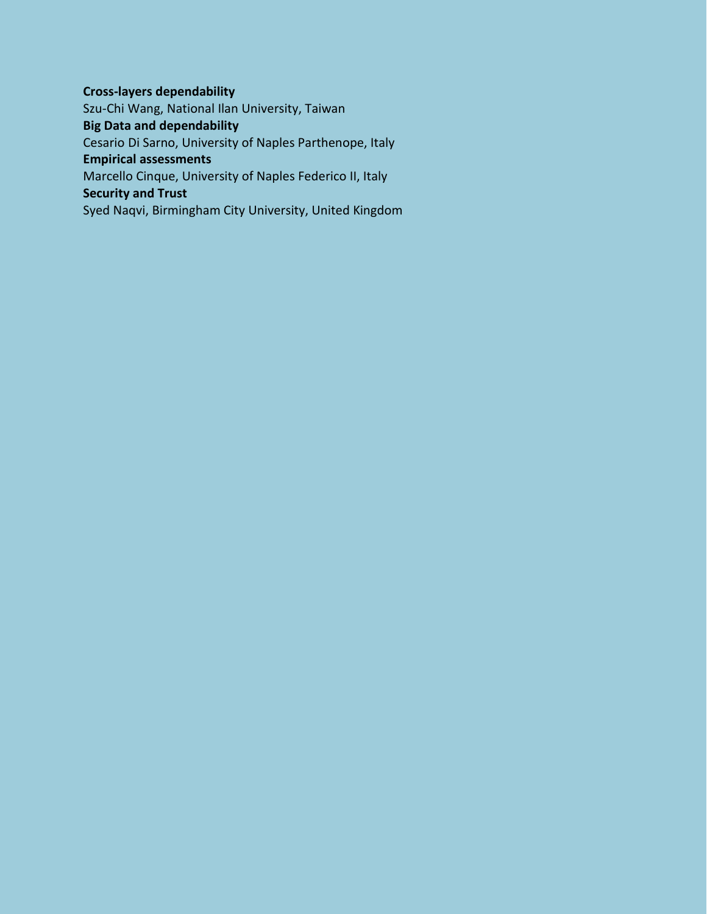**Cross-layers dependability**
Szu-Chi Wang, National Ilan University, Taiwan
**Big Data and dependability**
Cesario Di Sarno, University of Naples Parthenope, Italy
**Empirical assessments**
Marcello Cinque, University of Naples Federico II, Italy
**Security and Trust**
Syed Naqvi, Birmingham City University, United Kingdom